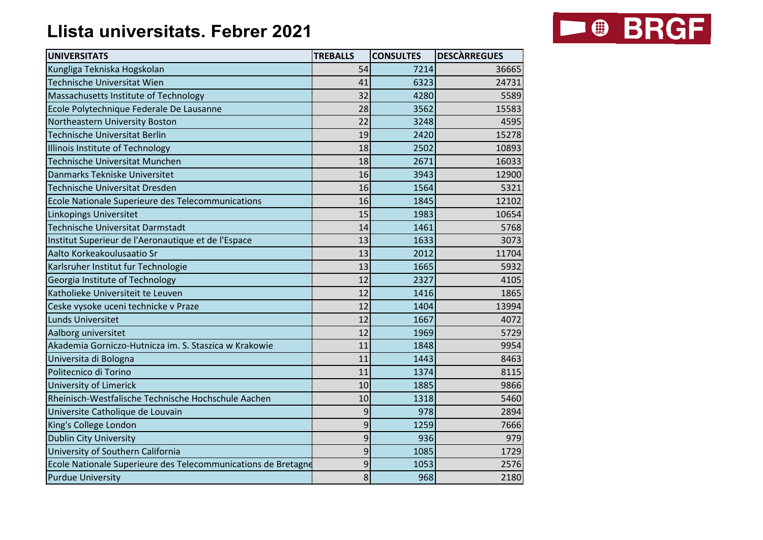# Llista universitats. Febrer 2021

BRGF

| UNIVERSITATS | TREBALLS | CONSULTES | DESCÀRREGUES |
|---|---|---|---|
| Kungliga Tekniska Hogskolan | 54 | 7214 | 36665 |
| Technische Universitat Wien | 41 | 6323 | 24731 |
| Massachusetts Institute of Technology | 32 | 4280 | 5589 |
| Ecole Polytechnique Federale De Lausanne | 28 | 3562 | 15583 |
| Northeastern University Boston | 22 | 3248 | 4595 |
| Technische Universitat Berlin | 19 | 2420 | 15278 |
| Illinois Institute of Technology | 18 | 2502 | 10893 |
| Technische Universitat Munchen | 18 | 2671 | 16033 |
| Danmarks Tekniske Universitet | 16 | 3943 | 12900 |
| Technische Universitat Dresden | 16 | 1564 | 5321 |
| Ecole Nationale Superieure des Telecommunications | 16 | 1845 | 12102 |
| Linkopings Universitet | 15 | 1983 | 10654 |
| Technische Universitat Darmstadt | 14 | 1461 | 5768 |
| Institut Superieur de l'Aeronautique et de l'Espace | 13 | 1633 | 3073 |
| Aalto Korkeakoulusaatio Sr | 13 | 2012 | 11704 |
| Karlsruher Institut fur Technologie | 13 | 1665 | 5932 |
| Georgia Institute of Technology | 12 | 2327 | 4105 |
| Katholieke Universiteit te Leuven | 12 | 1416 | 1865 |
| Ceske vysoke uceni technicke v Praze | 12 | 1404 | 13994 |
| Lunds Universitet | 12 | 1667 | 4072 |
| Aalborg universitet | 12 | 1969 | 5729 |
| Akademia Gorniczo-Hutnicza im. S. Staszica w Krakowie | 11 | 1848 | 9954 |
| Universita di Bologna | 11 | 1443 | 8463 |
| Politecnico di Torino | 11 | 1374 | 8115 |
| University of Limerick | 10 | 1885 | 9866 |
| Rheinisch-Westfalische Technische Hochschule Aachen | 10 | 1318 | 5460 |
| Universite Catholique de Louvain | 9 | 978 | 2894 |
| King's College London | 9 | 1259 | 7666 |
| Dublin City University | 9 | 936 | 979 |
| University of Southern California | 9 | 1085 | 1729 |
| Ecole Nationale Superieure des Telecommunications de Bretagne | 9 | 1053 | 2576 |
| Purdue University | 8 | 968 | 2180 |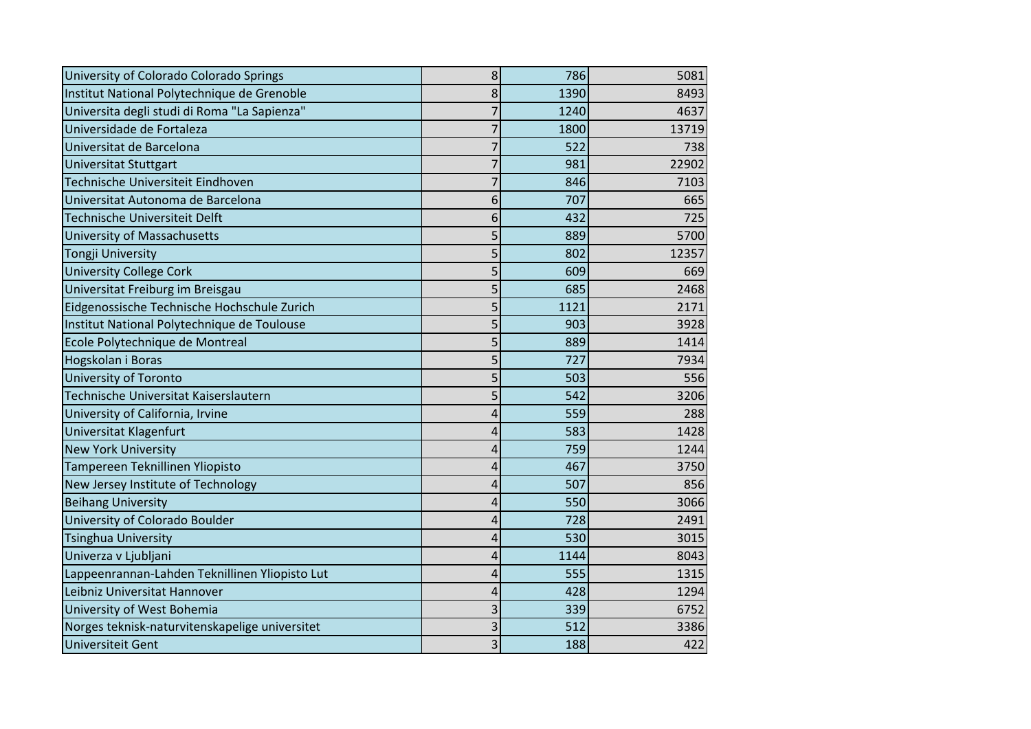| | | | |
|---|---|---|---|
| University of Colorado Colorado Springs | 8 | 786 | 5081 |
| Institut National Polytechnique de Grenoble | 8 | 1390 | 8493 |
| Universita degli studi di Roma "La Sapienza" | 7 | 1240 | 4637 |
| Universidade de Fortaleza | 7 | 1800 | 13719 |
| Universitat de Barcelona | 7 | 522 | 738 |
| Universitat Stuttgart | 7 | 981 | 22902 |
| Technische Universiteit Eindhoven | 7 | 846 | 7103 |
| Universitat Autonoma de Barcelona | 6 | 707 | 665 |
| Technische Universiteit Delft | 6 | 432 | 725 |
| University of Massachusetts | 5 | 889 | 5700 |
| Tongji University | 5 | 802 | 12357 |
| University College Cork | 5 | 609 | 669 |
| Universitat Freiburg im Breisgau | 5 | 685 | 2468 |
| Eidgenossische Technische Hochschule Zurich | 5 | 1121 | 2171 |
| Institut National Polytechnique de Toulouse | 5 | 903 | 3928 |
| Ecole Polytechnique de Montreal | 5 | 889 | 1414 |
| Hogskolan i Boras | 5 | 727 | 7934 |
| University of Toronto | 5 | 503 | 556 |
| Technische Universitat Kaiserslautern | 5 | 542 | 3206 |
| University of California, Irvine | 4 | 559 | 288 |
| Universitat Klagenfurt | 4 | 583 | 1428 |
| New York University | 4 | 759 | 1244 |
| Tampereen Teknillinen Yliopisto | 4 | 467 | 3750 |
| New Jersey Institute of Technology | 4 | 507 | 856 |
| Beihang University | 4 | 550 | 3066 |
| University of Colorado Boulder | 4 | 728 | 2491 |
| Tsinghua University | 4 | 530 | 3015 |
| Univerza v Ljubljani | 4 | 1144 | 8043 |
| Lappeenrannan-Lahden Teknillinen Yliopisto Lut | 4 | 555 | 1315 |
| Leibniz Universitat Hannover | 4 | 428 | 1294 |
| University of West Bohemia | 3 | 339 | 6752 |
| Norges teknisk-naturvitenskapelige universitet | 3 | 512 | 3386 |
| Universiteit Gent | 3 | 188 | 422 |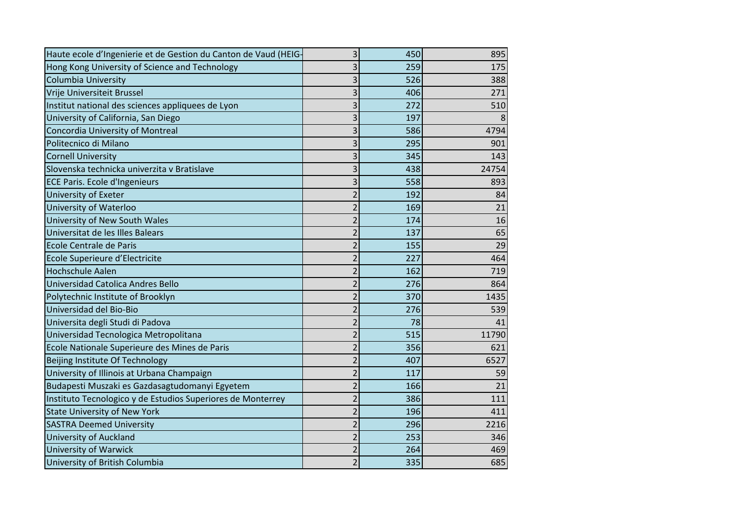| | | | |
|---|---|---|---|
| Haute ecole d’Ingenierie et de Gestion du Canton de Vaud (HEIG- | 3 | 450 | 895 |
| Hong Kong University of Science and Technology | 3 | 259 | 175 |
| Columbia University | 3 | 526 | 388 |
| Vrije Universiteit Brussel | 3 | 406 | 271 |
| Institut national des sciences appliquees de Lyon | 3 | 272 | 510 |
| University of California, San Diego | 3 | 197 | 8 |
| Concordia University of Montreal | 3 | 586 | 4794 |
| Politecnico di Milano | 3 | 295 | 901 |
| Cornell University | 3 | 345 | 143 |
| Slovenska technicka univerzita v Bratislave | 3 | 438 | 24754 |
| ECE Paris. Ecole d'Ingenieurs | 3 | 558 | 893 |
| University of Exeter | 2 | 192 | 84 |
| University of Waterloo | 2 | 169 | 21 |
| University of New South Wales | 2 | 174 | 16 |
| Universitat de les Illes Balears | 2 | 137 | 65 |
| Ecole Centrale de Paris | 2 | 155 | 29 |
| Ecole Superieure d’Electricite | 2 | 227 | 464 |
| Hochschule Aalen | 2 | 162 | 719 |
| Universidad Catolica Andres Bello | 2 | 276 | 864 |
| Polytechnic Institute of Brooklyn | 2 | 370 | 1435 |
| Universidad del Bio-Bio | 2 | 276 | 539 |
| Universita degli Studi di Padova | 2 | 78 | 41 |
| Universidad Tecnologica Metropolitana | 2 | 515 | 11790 |
| Ecole Nationale Superieure des Mines de Paris | 2 | 356 | 621 |
| Beijing Institute Of Technology | 2 | 407 | 6527 |
| University of Illinois at Urbana Champaign | 2 | 117 | 59 |
| Budapesti Muszaki es Gazdasagtudomanyi Egyetem | 2 | 166 | 21 |
| Instituto Tecnologico y de Estudios Superiores de Monterrey | 2 | 386 | 111 |
| State University of New York | 2 | 196 | 411 |
| SASTRA Deemed University | 2 | 296 | 2216 |
| University of Auckland | 2 | 253 | 346 |
| University of Warwick | 2 | 264 | 469 |
| University of British Columbia | 2 | 335 | 685 |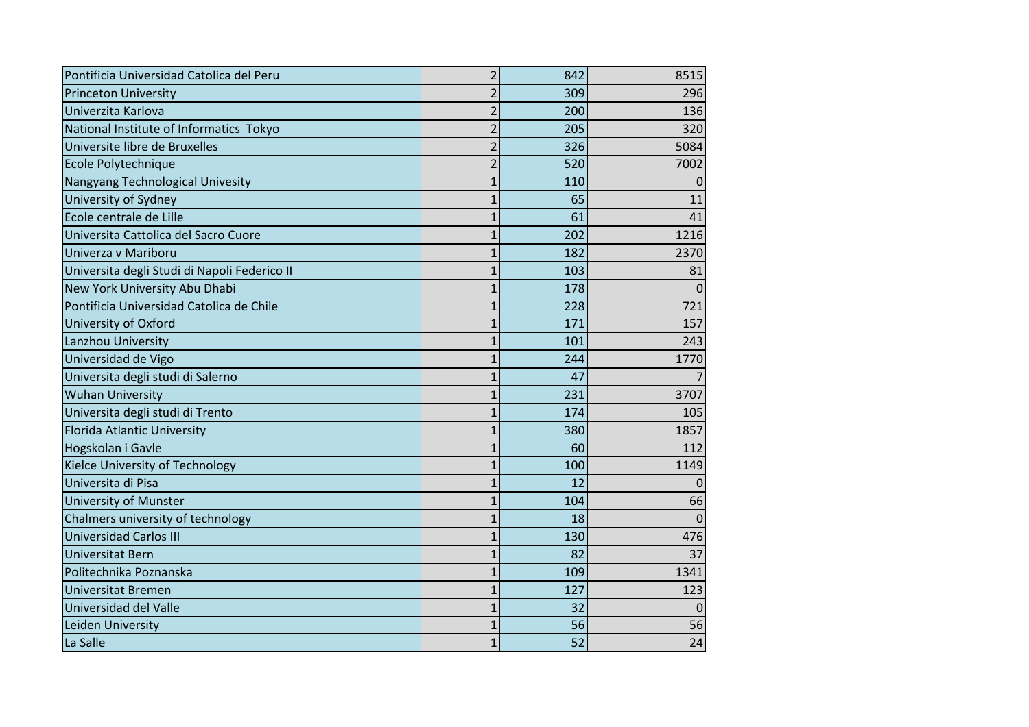| | | | |
|---|---|---|---|
| Pontificia Universidad Catolica del Peru | 2 | 842 | 8515 |
| Princeton University | 2 | 309 | 296 |
| Univerzita Karlova | 2 | 200 | 136 |
| National Institute of Informatics  Tokyo | 2 | 205 | 320 |
| Universite libre de Bruxelles | 2 | 326 | 5084 |
| Ecole Polytechnique | 2 | 520 | 7002 |
| Nangyang Technological Univesity | 1 | 110 | 0 |
| University of Sydney | 1 | 65 | 11 |
| Ecole centrale de Lille | 1 | 61 | 41 |
| Universita Cattolica del Sacro Cuore | 1 | 202 | 1216 |
| Univerza v Mariboru | 1 | 182 | 2370 |
| Universita degli Studi di Napoli Federico II | 1 | 103 | 81 |
| New York University Abu Dhabi | 1 | 178 | 0 |
| Pontificia Universidad Catolica de Chile | 1 | 228 | 721 |
| University of Oxford | 1 | 171 | 157 |
| Lanzhou University | 1 | 101 | 243 |
| Universidad de Vigo | 1 | 244 | 1770 |
| Universita degli studi di Salerno | 1 | 47 | 7 |
| Wuhan University | 1 | 231 | 3707 |
| Universita degli studi di Trento | 1 | 174 | 105 |
| Florida Atlantic University | 1 | 380 | 1857 |
| Hogskolan i Gavle | 1 | 60 | 112 |
| Kielce University of Technology | 1 | 100 | 1149 |
| Universita di Pisa | 1 | 12 | 0 |
| University of Munster | 1 | 104 | 66 |
| Chalmers university of technology | 1 | 18 | 0 |
| Universidad Carlos III | 1 | 130 | 476 |
| Universitat Bern | 1 | 82 | 37 |
| Politechnika Poznanska | 1 | 109 | 1341 |
| Universitat Bremen | 1 | 127 | 123 |
| Universidad del Valle | 1 | 32 | 0 |
| Leiden University | 1 | 56 | 56 |
| La Salle | 1 | 52 | 24 |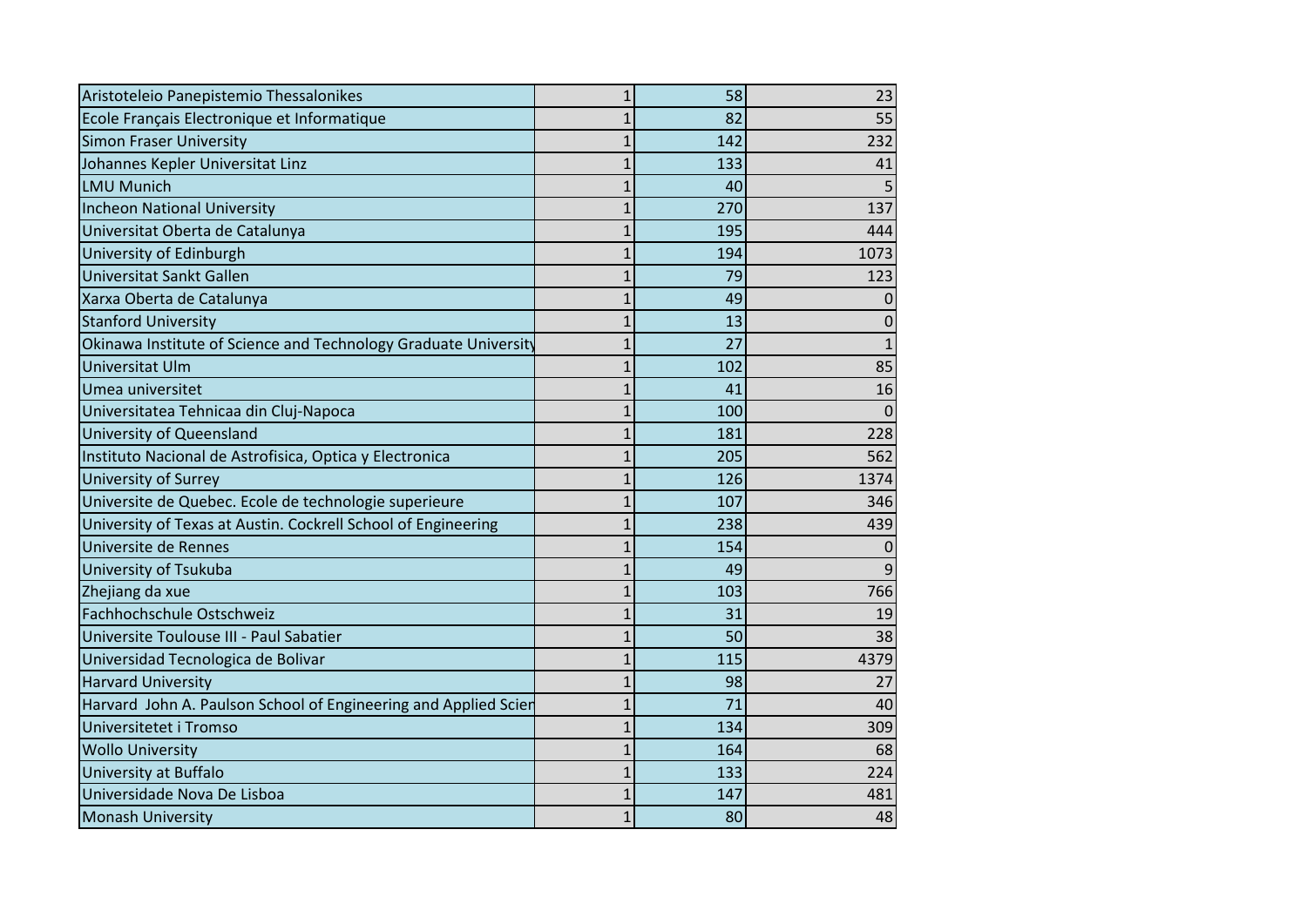| | | | |
|---|---|---|---|
| Aristoteleio Panepistemio Thessalonikes | 1 | 58 | 23 |
| Ecole Français Electronique et Informatique | 1 | 82 | 55 |
| Simon Fraser University | 1 | 142 | 232 |
| Johannes Kepler Universitat Linz | 1 | 133 | 41 |
| LMU Munich | 1 | 40 | 5 |
| Incheon National University | 1 | 270 | 137 |
| Universitat Oberta de Catalunya | 1 | 195 | 444 |
| University of Edinburgh | 1 | 194 | 1073 |
| Universitat Sankt Gallen | 1 | 79 | 123 |
| Xarxa Oberta de Catalunya | 1 | 49 | 0 |
| Stanford University | 1 | 13 | 0 |
| Okinawa Institute of Science and Technology Graduate University | 1 | 27 | 1 |
| Universitat Ulm | 1 | 102 | 85 |
| Umea universitet | 1 | 41 | 16 |
| Universitatea Tehnicaa din Cluj-Napoca | 1 | 100 | 0 |
| University of Queensland | 1 | 181 | 228 |
| Instituto Nacional de Astrofisica, Optica y Electronica | 1 | 205 | 562 |
| University of Surrey | 1 | 126 | 1374 |
| Universite de Quebec. Ecole de technologie superieure | 1 | 107 | 346 |
| University of Texas at Austin. Cockrell School of Engineering | 1 | 238 | 439 |
| Universite de Rennes | 1 | 154 | 0 |
| University of Tsukuba | 1 | 49 | 9 |
| Zhejiang da xue | 1 | 103 | 766 |
| Fachhochschule Ostschweiz | 1 | 31 | 19 |
| Universite Toulouse III - Paul Sabatier | 1 | 50 | 38 |
| Universidad Tecnologica de Bolivar | 1 | 115 | 4379 |
| Harvard University | 1 | 98 | 27 |
| Harvard John A. Paulson School of Engineering and Applied Scien | 1 | 71 | 40 |
| Universitetet i Tromso | 1 | 134 | 309 |
| Wollo University | 1 | 164 | 68 |
| University at Buffalo | 1 | 133 | 224 |
| Universidade Nova De Lisboa | 1 | 147 | 481 |
| Monash University | 1 | 80 | 48 |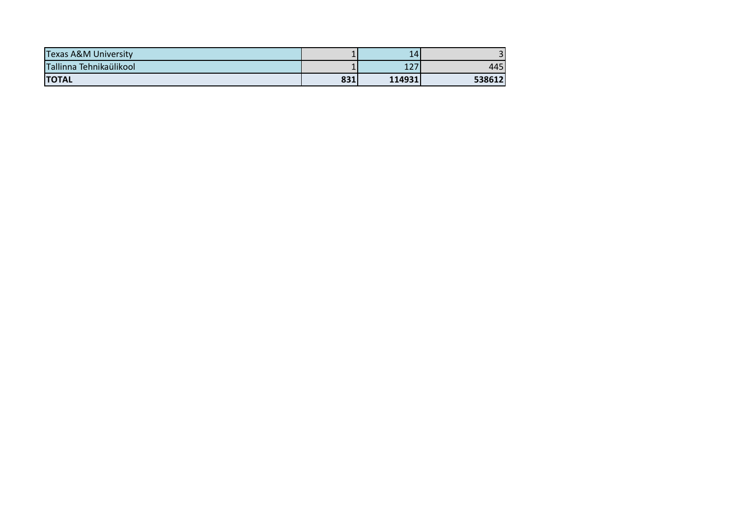| | | | |
|---|---|---|---|
| Texas A&M University | 1 | 14 | 3 |
| Tallinna Tehnikaülikool | 1 | 127 | 445 |
| **TOTAL** | **831** | **114931** | **538612** |